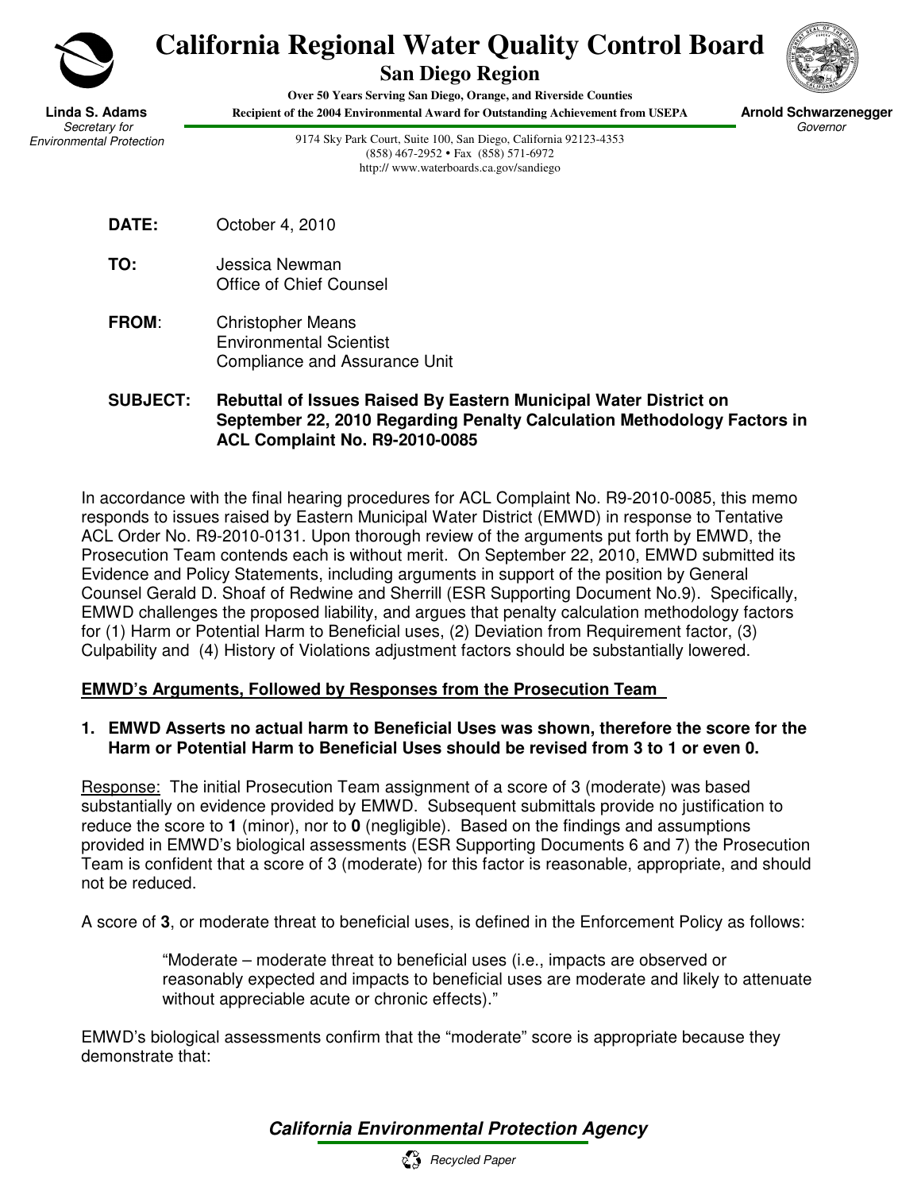# California Regional Water Quality Control Board

## San Diego Region

**Over 50 Years Serving San Diego, Orange, and Riverside Counties**
**Recipient of the 2004 Environmental Award for Outstanding Achievement from USEPA**

**Linda S. Adams**
*Secretary for Environmental Protection*

9174 Sky Park Court, Suite 100, San Diego, California 92123-4353
(858) 467-2952 • Fax (858) 571-6972
http:// www.waterboards.ca.gov/sandiego

**Arnold Schwarzenegger**
*Governor*

**DATE:** October 4, 2010

**TO:** Jessica Newman
Office of Chief Counsel

**FROM**: Christopher Means
Environmental Scientist
Compliance and Assurance Unit

**SUBJECT: Rebuttal of Issues Raised By Eastern Municipal Water District on September 22, 2010 Regarding Penalty Calculation Methodology Factors in ACL Complaint No. R9-2010-0085**

In accordance with the final hearing procedures for ACL Complaint No. R9-2010-0085, this memo responds to issues raised by Eastern Municipal Water District (EMWD) in response to Tentative ACL Order No. R9-2010-0131. Upon thorough review of the arguments put forth by EMWD, the Prosecution Team contends each is without merit. On September 22, 2010, EMWD submitted its Evidence and Policy Statements, including arguments in support of the position by General Counsel Gerald D. Shoaf of Redwine and Sherrill (ESR Supporting Document No.9). Specifically, EMWD challenges the proposed liability, and argues that penalty calculation methodology factors for (1) Harm or Potential Harm to Beneficial uses, (2) Deviation from Requirement factor, (3) Culpability and (4) History of Violations adjustment factors should be substantially lowered.

**<u>EMWD's Arguments, Followed by Responses from the Prosecution Team</u>**

1. **EMWD Asserts no actual harm to Beneficial Uses was shown, therefore the score for the Harm or Potential Harm to Beneficial Uses should be revised from 3 to 1 or even 0.**

<u>Response:</u> The initial Prosecution Team assignment of a score of 3 (moderate) was based substantially on evidence provided by EMWD. Subsequent submittals provide no justification to reduce the score to **1** (minor), nor to **0** (negligible). Based on the findings and assumptions provided in EMWD's biological assessments (ESR Supporting Documents 6 and 7) the Prosecution Team is confident that a score of 3 (moderate) for this factor is reasonable, appropriate, and should not be reduced.

A score of **3**, or moderate threat to beneficial uses, is defined in the Enforcement Policy as follows:

> "Moderate – moderate threat to beneficial uses (i.e., impacts are observed or reasonably expected and impacts to beneficial uses are moderate and likely to attenuate without appreciable acute or chronic effects)."

EMWD's biological assessments confirm that the "moderate" score is appropriate because they demonstrate that:

***California Environmental Protection Agency***

*Recycled Paper*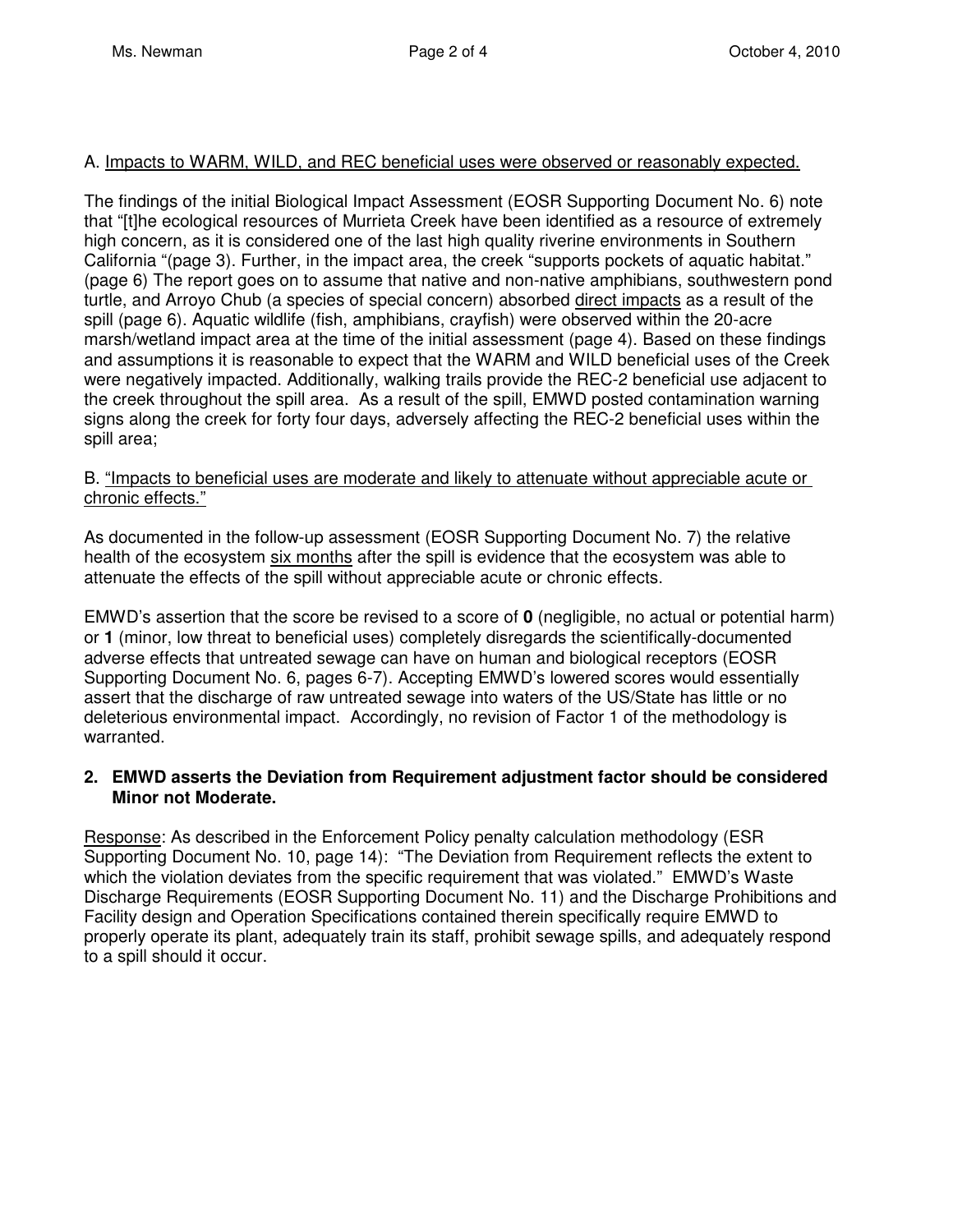A. Impacts to WARM, WILD, and REC beneficial uses were observed or reasonably expected.

The findings of the initial Biological Impact Assessment (EOSR Supporting Document No. 6) note that "[t]he ecological resources of Murrieta Creek have been identified as a resource of extremely high concern, as it is considered one of the last high quality riverine environments in Southern California "(page 3). Further, in the impact area, the creek "supports pockets of aquatic habitat." (page 6) The report goes on to assume that native and non-native amphibians, southwestern pond turtle, and Arroyo Chub (a species of special concern) absorbed direct impacts as a result of the spill (page 6). Aquatic wildlife (fish, amphibians, crayfish) were observed within the 20-acre marsh/wetland impact area at the time of the initial assessment (page 4). Based on these findings and assumptions it is reasonable to expect that the WARM and WILD beneficial uses of the Creek were negatively impacted. Additionally, walking trails provide the REC-2 beneficial use adjacent to the creek throughout the spill area. As a result of the spill, EMWD posted contamination warning signs along the creek for forty four days, adversely affecting the REC-2 beneficial uses within the spill area;

B. "Impacts to beneficial uses are moderate and likely to attenuate without appreciable acute or chronic effects."

As documented in the follow-up assessment (EOSR Supporting Document No. 7) the relative health of the ecosystem six months after the spill is evidence that the ecosystem was able to attenuate the effects of the spill without appreciable acute or chronic effects.

EMWD's assertion that the score be revised to a score of **0** (negligible, no actual or potential harm) or **1** (minor, low threat to beneficial uses) completely disregards the scientifically-documented adverse effects that untreated sewage can have on human and biological receptors (EOSR Supporting Document No. 6, pages 6-7). Accepting EMWD's lowered scores would essentially assert that the discharge of raw untreated sewage into waters of the US/State has little or no deleterious environmental impact. Accordingly, no revision of Factor 1 of the methodology is warranted.

**2. EMWD asserts the Deviation from Requirement adjustment factor should be considered Minor not Moderate.**

Response: As described in the Enforcement Policy penalty calculation methodology (ESR Supporting Document No. 10, page 14): "The Deviation from Requirement reflects the extent to which the violation deviates from the specific requirement that was violated." EMWD's Waste Discharge Requirements (EOSR Supporting Document No. 11) and the Discharge Prohibitions and Facility design and Operation Specifications contained therein specifically require EMWD to properly operate its plant, adequately train its staff, prohibit sewage spills, and adequately respond to a spill should it occur.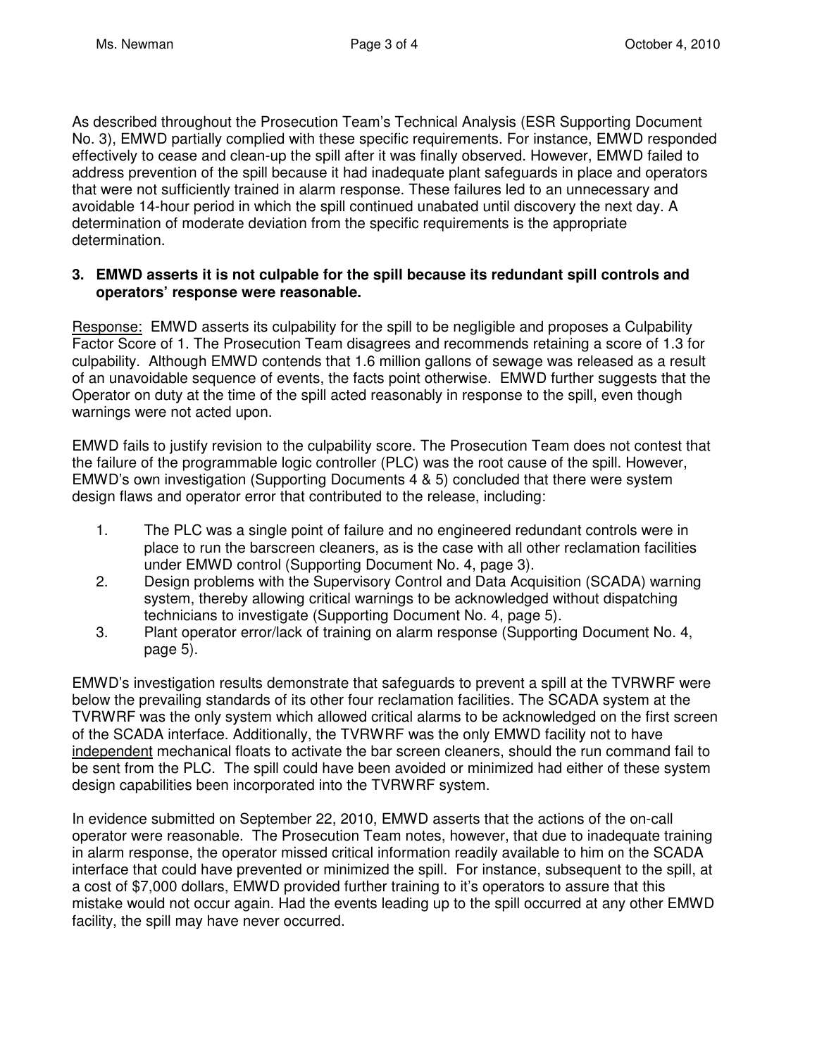As described throughout the Prosecution Team's Technical Analysis (ESR Supporting Document No. 3), EMWD partially complied with these specific requirements. For instance, EMWD responded effectively to cease and clean-up the spill after it was finally observed. However, EMWD failed to address prevention of the spill because it had inadequate plant safeguards in place and operators that were not sufficiently trained in alarm response. These failures led to an unnecessary and avoidable 14-hour period in which the spill continued unabated until discovery the next day. A determination of moderate deviation from the specific requirements is the appropriate determination.

**3. EMWD asserts it is not culpable for the spill because its redundant spill controls and operators' response were reasonable.**

Response: EMWD asserts its culpability for the spill to be negligible and proposes a Culpability Factor Score of 1. The Prosecution Team disagrees and recommends retaining a score of 1.3 for culpability. Although EMWD contends that 1.6 million gallons of sewage was released as a result of an unavoidable sequence of events, the facts point otherwise. EMWD further suggests that the Operator on duty at the time of the spill acted reasonably in response to the spill, even though warnings were not acted upon.

EMWD fails to justify revision to the culpability score. The Prosecution Team does not contest that the failure of the programmable logic controller (PLC) was the root cause of the spill. However, EMWD's own investigation (Supporting Documents 4 & 5) concluded that there were system design flaws and operator error that contributed to the release, including:

1. The PLC was a single point of failure and no engineered redundant controls were in place to run the barscreen cleaners, as is the case with all other reclamation facilities under EMWD control (Supporting Document No. 4, page 3).
2. Design problems with the Supervisory Control and Data Acquisition (SCADA) warning system, thereby allowing critical warnings to be acknowledged without dispatching technicians to investigate (Supporting Document No. 4, page 5).
3. Plant operator error/lack of training on alarm response (Supporting Document No. 4, page 5).

EMWD's investigation results demonstrate that safeguards to prevent a spill at the TVRWRF were below the prevailing standards of its other four reclamation facilities. The SCADA system at the TVRWRF was the only system which allowed critical alarms to be acknowledged on the first screen of the SCADA interface. Additionally, the TVRWRF was the only EMWD facility not to have independent mechanical floats to activate the bar screen cleaners, should the run command fail to be sent from the PLC. The spill could have been avoided or minimized had either of these system design capabilities been incorporated into the TVRWRF system.

In evidence submitted on September 22, 2010, EMWD asserts that the actions of the on-call operator were reasonable. The Prosecution Team notes, however, that due to inadequate training in alarm response, the operator missed critical information readily available to him on the SCADA interface that could have prevented or minimized the spill. For instance, subsequent to the spill, at a cost of $7,000 dollars, EMWD provided further training to it's operators to assure that this mistake would not occur again. Had the events leading up to the spill occurred at any other EMWD facility, the spill may have never occurred.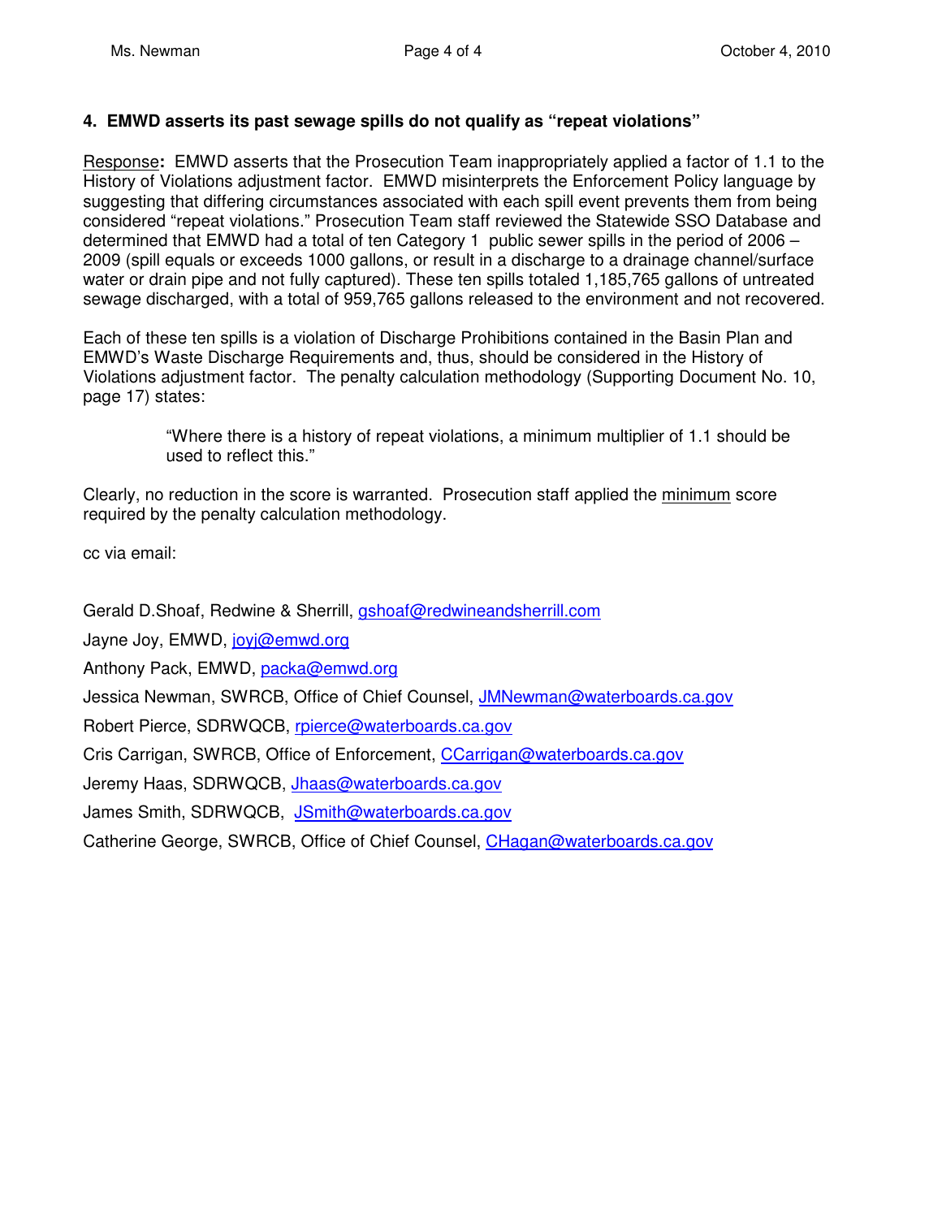**4. EMWD asserts its past sewage spills do not qualify as "repeat violations"**

Response**:** EMWD asserts that the Prosecution Team inappropriately applied a factor of 1.1 to the History of Violations adjustment factor. EMWD misinterprets the Enforcement Policy language by suggesting that differing circumstances associated with each spill event prevents them from being considered "repeat violations." Prosecution Team staff reviewed the Statewide SSO Database and determined that EMWD had a total of ten Category 1 public sewer spills in the period of 2006 – 2009 (spill equals or exceeds 1000 gallons, or result in a discharge to a drainage channel/surface water or drain pipe and not fully captured). These ten spills totaled 1,185,765 gallons of untreated sewage discharged, with a total of 959,765 gallons released to the environment and not recovered.

Each of these ten spills is a violation of Discharge Prohibitions contained in the Basin Plan and EMWD's Waste Discharge Requirements and, thus, should be considered in the History of Violations adjustment factor. The penalty calculation methodology (Supporting Document No. 10, page 17) states:

> "Where there is a history of repeat violations, a minimum multiplier of 1.1 should be used to reflect this."

Clearly, no reduction in the score is warranted. Prosecution staff applied the minimum score required by the penalty calculation methodology.

cc via email:

Gerald D.Shoaf, Redwine & Sherrill, gshoaf@redwineandsherrill.com

Jayne Joy, EMWD, joyj@emwd.org

Anthony Pack, EMWD, packa@emwd.org

Jessica Newman, SWRCB, Office of Chief Counsel, JMNewman@waterboards.ca.gov

Robert Pierce, SDRWQCB, rpierce@waterboards.ca.gov

Cris Carrigan, SWRCB, Office of Enforcement, CCarrigan@waterboards.ca.gov

Jeremy Haas, SDRWQCB, Jhaas@waterboards.ca.gov

James Smith, SDRWQCB, JSmith@waterboards.ca.gov

Catherine George, SWRCB, Office of Chief Counsel, CHagan@waterboards.ca.gov